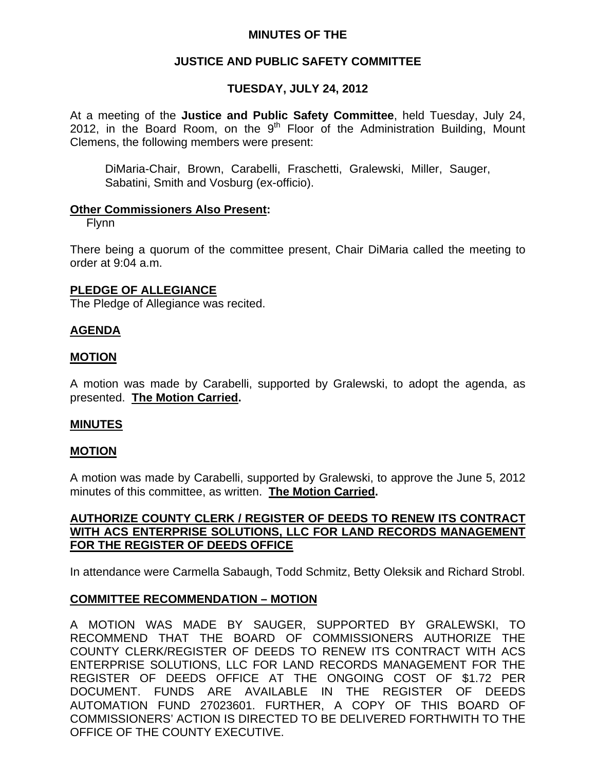**MINUTES OF THE**

**JUSTICE AND PUBLIC SAFETY COMMITTEE**

**TUESDAY, JULY 24, 2012**

At a meeting of the **Justice and Public Safety Committee**, held Tuesday, July 24, 2012, in the Board Room, on the 9th Floor of the Administration Building, Mount Clemens, the following members were present:

DiMaria-Chair, Brown, Carabelli, Fraschetti, Gralewski, Miller, Sauger, Sabatini, Smith and Vosburg (ex-officio).

**Other Commissioners Also Present:**

Flynn

There being a quorum of the committee present, Chair DiMaria called the meeting to order at 9:04 a.m.

**PLEDGE OF ALLEGIANCE**

The Pledge of Allegiance was recited.

**AGENDA**

**MOTION**

A motion was made by Carabelli, supported by Gralewski, to adopt the agenda, as presented. **The Motion Carried.**

**MINUTES**

**MOTION**

A motion was made by Carabelli, supported by Gralewski, to approve the June 5, 2012 minutes of this committee, as written. **The Motion Carried.**

**AUTHORIZE COUNTY CLERK / REGISTER OF DEEDS TO RENEW ITS CONTRACT WITH ACS ENTERPRISE SOLUTIONS, LLC FOR LAND RECORDS MANAGEMENT FOR THE REGISTER OF DEEDS OFFICE**

In attendance were Carmella Sabaugh, Todd Schmitz, Betty Oleksik and Richard Strobl.

**COMMITTEE RECOMMENDATION – MOTION**

A MOTION WAS MADE BY SAUGER, SUPPORTED BY GRALEWSKI, TO RECOMMEND THAT THE BOARD OF COMMISSIONERS AUTHORIZE THE COUNTY CLERK/REGISTER OF DEEDS TO RENEW ITS CONTRACT WITH ACS ENTERPRISE SOLUTIONS, LLC FOR LAND RECORDS MANAGEMENT FOR THE REGISTER OF DEEDS OFFICE AT THE ONGOING COST OF $1.72 PER DOCUMENT. FUNDS ARE AVAILABLE IN THE REGISTER OF DEEDS AUTOMATION FUND 27023601. FURTHER, A COPY OF THIS BOARD OF COMMISSIONERS' ACTION IS DIRECTED TO BE DELIVERED FORTHWITH TO THE OFFICE OF THE COUNTY EXECUTIVE.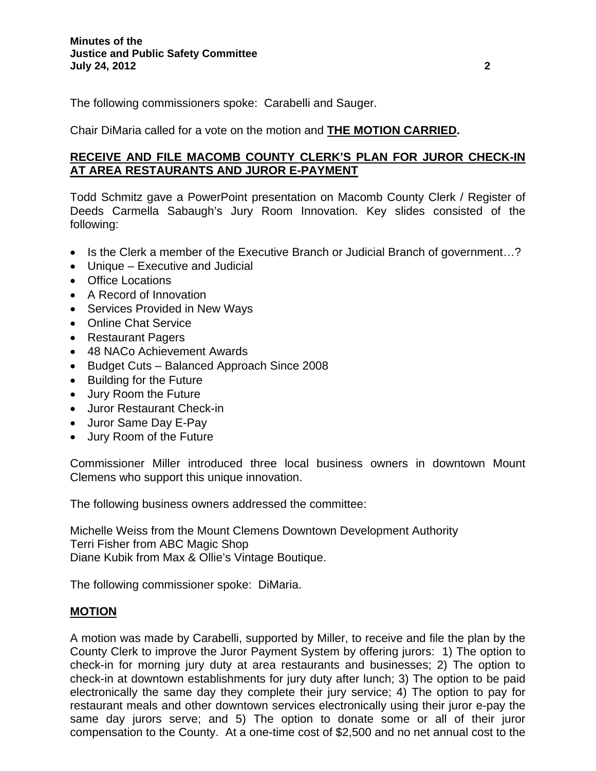The following commissioners spoke: Carabelli and Sauger.

Chair DiMaria called for a vote on the motion and **THE MOTION CARRIED.**

**RECEIVE AND FILE MACOMB COUNTY CLERK'S PLAN FOR JUROR CHECK-IN AT AREA RESTAURANTS AND JUROR E-PAYMENT**

Todd Schmitz gave a PowerPoint presentation on Macomb County Clerk / Register of Deeds Carmella Sabaugh's Jury Room Innovation. Key slides consisted of the following:

- Is the Clerk a member of the Executive Branch or Judicial Branch of government…?
- Unique – Executive and Judicial
- Office Locations
- A Record of Innovation
- Services Provided in New Ways
- Online Chat Service
- Restaurant Pagers
- 48 NACo Achievement Awards
- Budget Cuts – Balanced Approach Since 2008
- Building for the Future
- Jury Room the Future
- Juror Restaurant Check-in
- Juror Same Day E-Pay
- Jury Room of the Future

Commissioner Miller introduced three local business owners in downtown Mount Clemens who support this unique innovation.

The following business owners addressed the committee:

Michelle Weiss from the Mount Clemens Downtown Development Authority
Terri Fisher from ABC Magic Shop
Diane Kubik from Max & Ollie's Vintage Boutique.

The following commissioner spoke: DiMaria.

**MOTION**

A motion was made by Carabelli, supported by Miller, to receive and file the plan by the County Clerk to improve the Juror Payment System by offering jurors: 1) The option to check-in for morning jury duty at area restaurants and businesses; 2) The option to check-in at downtown establishments for jury duty after lunch; 3) The option to be paid electronically the same day they complete their jury service; 4) The option to pay for restaurant meals and other downtown services electronically using their juror e-pay the same day jurors serve; and 5) The option to donate some or all of their juror compensation to the County. At a one-time cost of $2,500 and no net annual cost to the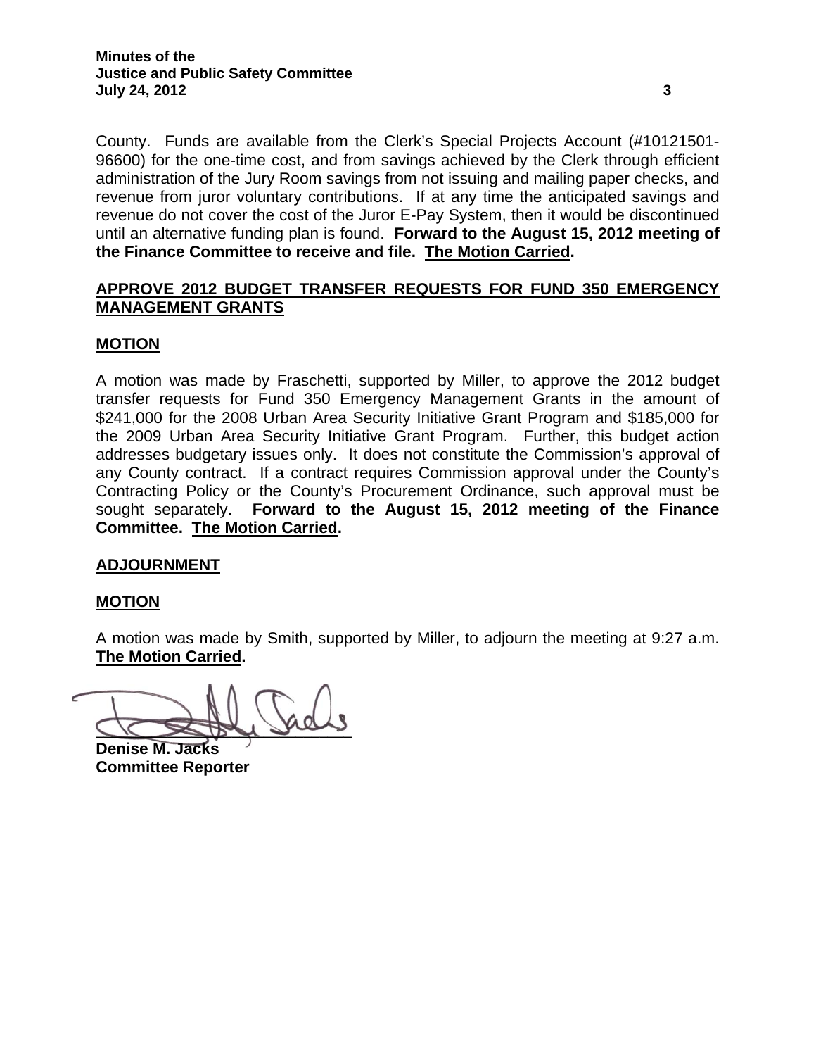County. Funds are available from the Clerk's Special Projects Account (#10121501-96600) for the one-time cost, and from savings achieved by the Clerk through efficient administration of the Jury Room savings from not issuing and mailing paper checks, and revenue from juror voluntary contributions. If at any time the anticipated savings and revenue do not cover the cost of the Juror E-Pay System, then it would be discontinued until an alternative funding plan is found. **Forward to the August 15, 2012 meeting of the Finance Committee to receive and file. The Motion Carried.**

## APPROVE 2012 BUDGET TRANSFER REQUESTS FOR FUND 350 EMERGENCY MANAGEMENT GRANTS

### MOTION

A motion was made by Fraschetti, supported by Miller, to approve the 2012 budget transfer requests for Fund 350 Emergency Management Grants in the amount of $241,000 for the 2008 Urban Area Security Initiative Grant Program and $185,000 for the 2009 Urban Area Security Initiative Grant Program. Further, this budget action addresses budgetary issues only. It does not constitute the Commission's approval of any County contract. If a contract requires Commission approval under the County's Contracting Policy or the County's Procurement Ordinance, such approval must be sought separately. **Forward to the August 15, 2012 meeting of the Finance Committee. The Motion Carried.**

## ADJOURNMENT

### MOTION

A motion was made by Smith, supported by Miller, to adjourn the meeting at 9:27 a.m. **The Motion Carried.**

**Denise M. Jacks**
**Committee Reporter**